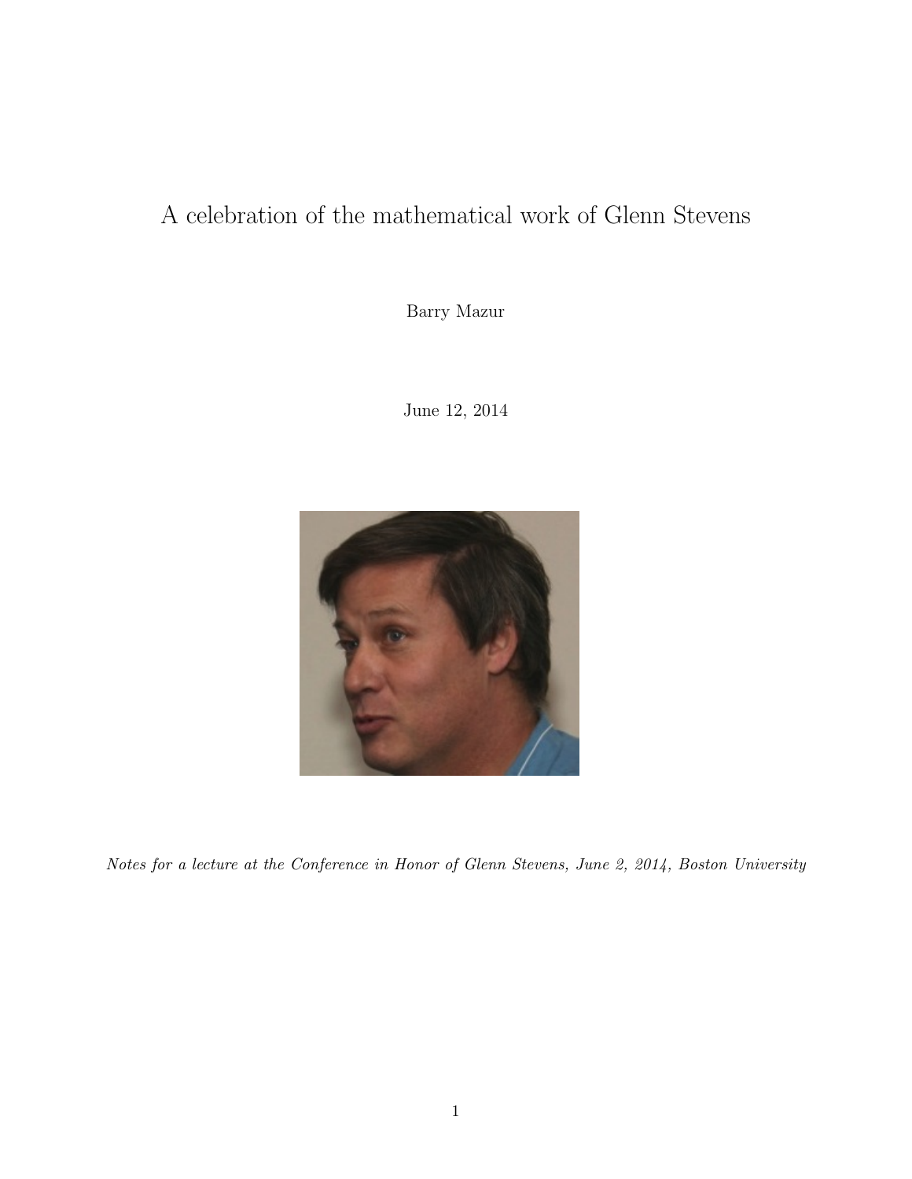# A celebration of the mathematical work of Glenn Stevens

Barry Mazur

June 12, 2014

*Notes for a lecture at the Conference in Honor of Glenn Stevens, June 2, 2014, Boston University*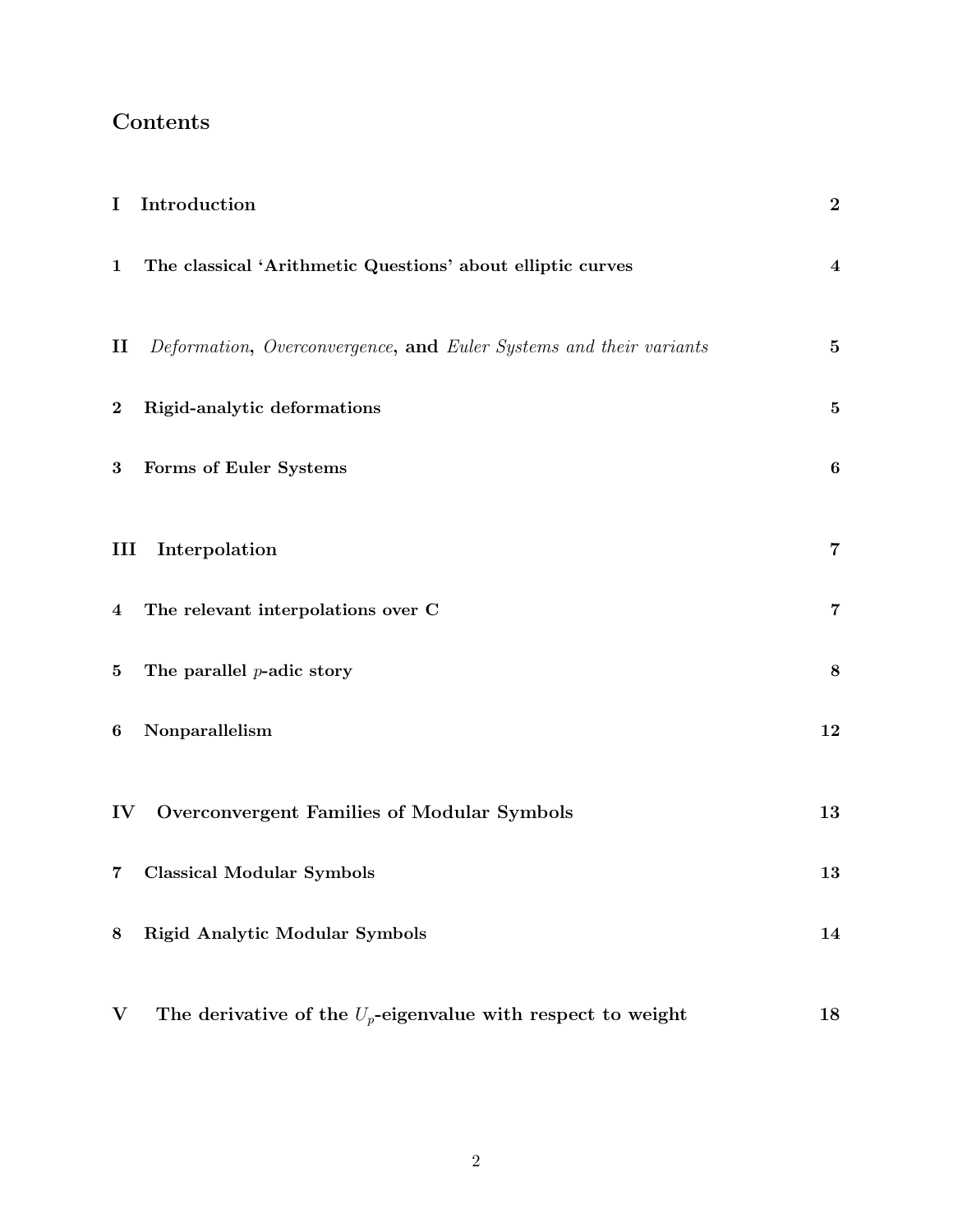# Contents

| | | |
|---|---|---|
| **I** | **Introduction** | **2** |
| **1** | **The classical 'Arithmetic Questions' about elliptic curves** | **4** |
| **II** | *Deformation*, *Overconvergence*, **and** *Euler Systems and their variants* | **5** |
| **2** | **Rigid-analytic deformations** | **5** |
| **3** | **Forms of Euler Systems** | **6** |
| **III** | **Interpolation** | **7** |
| **4** | **The relevant interpolations over C** | **7** |
| **5** | **The parallel $p$-adic story** | **8** |
| **6** | **Nonparallelism** | **12** |
| **IV** | **Overconvergent Families of Modular Symbols** | **13** |
| **7** | **Classical Modular Symbols** | **13** |
| **8** | **Rigid Analytic Modular Symbols** | **14** |
| **V** | **The derivative of the $U_p$-eigenvalue with respect to weight** | **18** |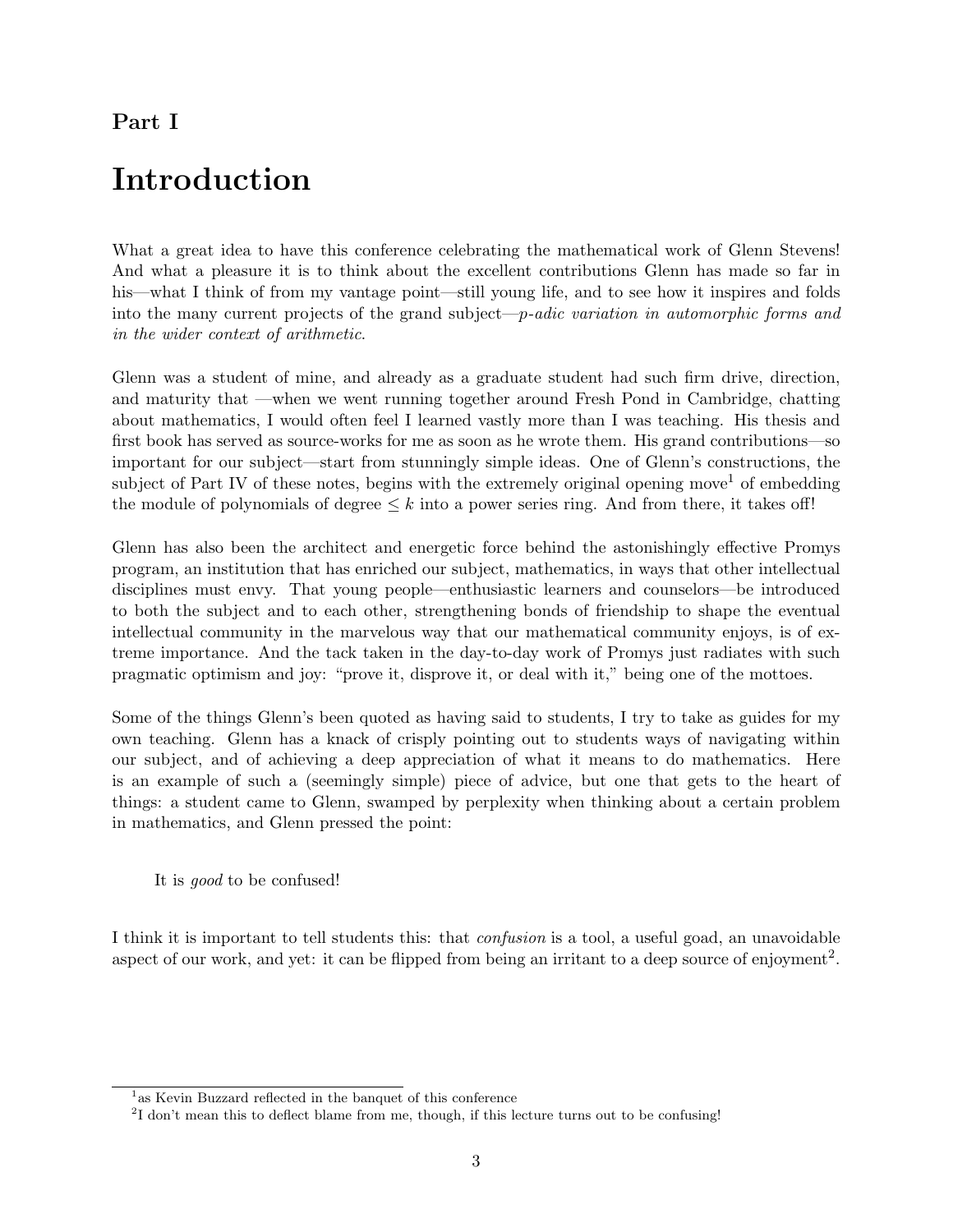**Part I**

# Introduction

What a great idea to have this conference celebrating the mathematical work of Glenn Stevens! And what a pleasure it is to think about the excellent contributions Glenn has made so far in his—what I think of from my vantage point—still young life, and to see how it inspires and folds into the many current projects of the grand subject—*p-adic variation in automorphic forms and in the wider context of arithmetic*.

Glenn was a student of mine, and already as a graduate student had such firm drive, direction, and maturity that —when we went running together around Fresh Pond in Cambridge, chatting about mathematics, I would often feel I learned vastly more than I was teaching. His thesis and first book has served as source-works for me as soon as he wrote them. His grand contributions—so important for our subject—start from stunningly simple ideas. One of Glenn's constructions, the subject of Part IV of these notes, begins with the extremely original opening move[1] of embedding the module of polynomials of degree $\leq k$ into a power series ring. And from there, it takes off!

Glenn has also been the architect and energetic force behind the astonishingly effective Promys program, an institution that has enriched our subject, mathematics, in ways that other intellectual disciplines must envy. That young people—enthusiastic learners and counselors—be introduced to both the subject and to each other, strengthening bonds of friendship to shape the eventual intellectual community in the marvelous way that our mathematical community enjoys, is of extreme importance. And the tack taken in the day-to-day work of Promys just radiates with such pragmatic optimism and joy: "prove it, disprove it, or deal with it," being one of the mottoes.

Some of the things Glenn's been quoted as having said to students, I try to take as guides for my own teaching. Glenn has a knack of crisply pointing out to students ways of navigating within our subject, and of achieving a deep appreciation of what it means to do mathematics. Here is an example of such a (seemingly simple) piece of advice, but one that gets to the heart of things: a student came to Glenn, swamped by perplexity when thinking about a certain problem in mathematics, and Glenn pressed the point:

> It is *good* to be confused!

I think it is important to tell students this: that *confusion* is a tool, a useful goad, an unavoidable aspect of our work, and yet: it can be flipped from being an irritant to a deep source of enjoyment[2].

---

[1] as Kevin Buzzard reflected in the banquet of this conference

[2] I don't mean this to deflect blame from me, though, if this lecture turns out to be confusing!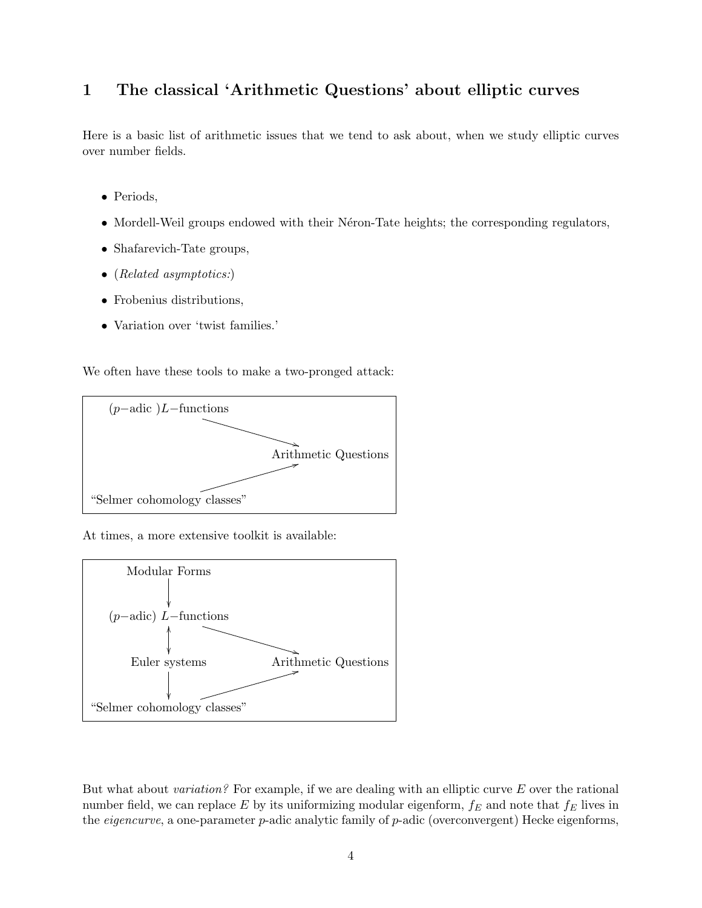# 1 The classical 'Arithmetic Questions' about elliptic curves

Here is a basic list of arithmetic issues that we tend to ask about, when we study elliptic curves over number fields.

- Periods,
- Mordell-Weil groups endowed with their Néron-Tate heights; the corresponding regulators,
- Shafarevich-Tate groups,
- (*Related asymptotics:*)
- Frobenius distributions,
- Variation over 'twist families.'

We often have these tools to make a two-pronged attack:

```
(p−adic )L−functions
                          ↘
                            Arithmetic Questions
                          ↗
"Selmer cohomology classes"
```

At times, a more extensive toolkit is available:

```
     Modular Forms
          ↓
(p−adic) L−functions
          ↕           ↘
     Euler systems       Arithmetic Questions
          ↓           ↗
"Selmer cohomology classes"
```

But what about *variation?* For example, if we are dealing with an elliptic curve $E$ over the rational number field, we can replace $E$ by its uniformizing modular eigenform, $f_E$ and note that $f_E$ lives in the *eigencurve*, a one-parameter $p$-adic analytic family of $p$-adic (overconvergent) Hecke eigenforms,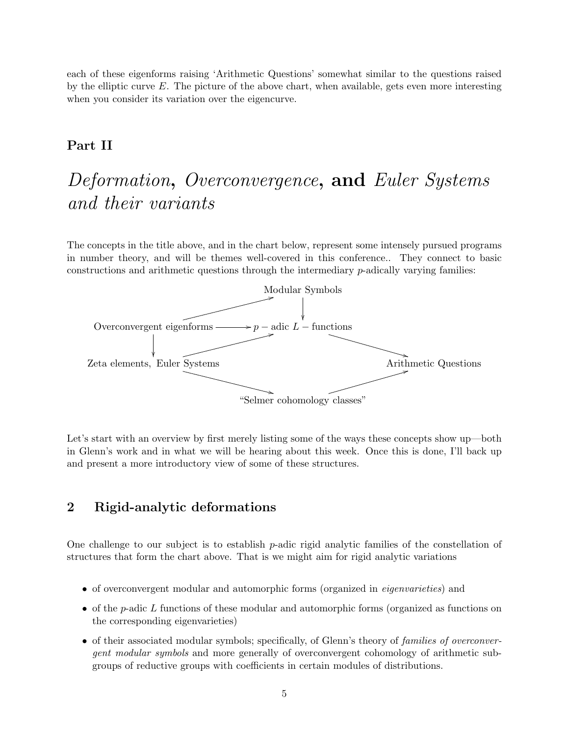each of these eigenforms raising 'Arithmetic Questions' somewhat similar to the questions raised by the elliptic curve $E$. The picture of the above chart, when available, gets even more interesting when you consider its variation over the eigencurve.

## Part II

# *Deformation*, *Overconvergence*, and *Euler Systems and their variants*

The concepts in the title above, and in the chart below, represent some intensely pursued programs in number theory, and will be themes well-covered in this conference.. They connect to basic constructions and arithmetic questions through the intermediary $p$-adically varying families:

```
                                  Modular Symbols
                           ↗             ↓
Overconvergent eigenforms ──────→ p − adic L − functions
          ↓                ↗                          ↘
Zeta elements, Euler Systems                           Arithmetic Questions
                           ↘                          ↗
                            "Selmer cohomology classes"
```

Let's start with an overview by first merely listing some of the ways these concepts show up—both in Glenn's work and in what we will be hearing about this week. Once this is done, I'll back up and present a more introductory view of some of these structures.

## 2 Rigid-analytic deformations

One challenge to our subject is to establish $p$-adic rigid analytic families of the constellation of structures that form the chart above. That is we might aim for rigid analytic variations

- of overconvergent modular and automorphic forms (organized in *eigenvarieties*) and
- of the $p$-adic $L$ functions of these modular and automorphic forms (organized as functions on the corresponding eigenvarieties)
- of their associated modular symbols; specifically, of Glenn's theory of *families of overconvergent modular symbols* and more generally of overconvergent cohomology of arithmetic subgroups of reductive groups with coefficients in certain modules of distributions.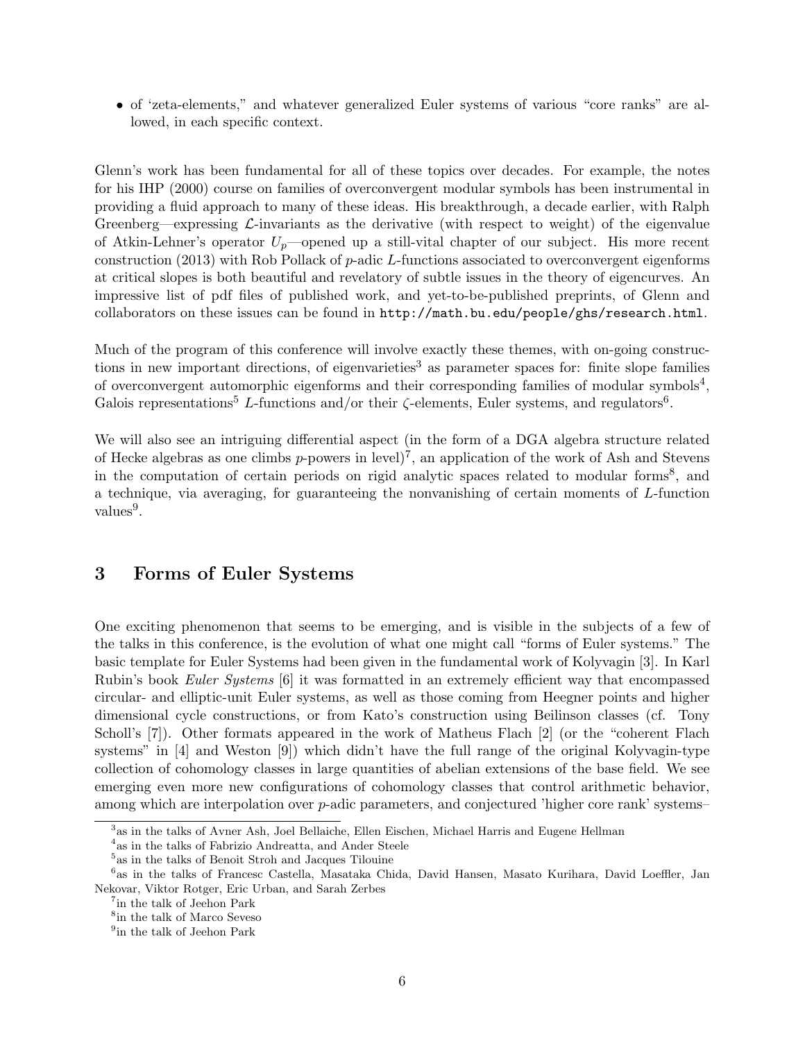- of 'zeta-elements," and whatever generalized Euler systems of various "core ranks" are allowed, in each specific context.

Glenn's work has been fundamental for all of these topics over decades. For example, the notes for his IHP (2000) course on families of overconvergent modular symbols has been instrumental in providing a fluid approach to many of these ideas. His breakthrough, a decade earlier, with Ralph Greenberg—expressing $\mathcal{L}$-invariants as the derivative (with respect to weight) of the eigenvalue of Atkin-Lehner's operator $U_p$—opened up a still-vital chapter of our subject. His more recent construction (2013) with Rob Pollack of $p$-adic $L$-functions associated to overconvergent eigenforms at critical slopes is both beautiful and revelatory of subtle issues in the theory of eigencurves. An impressive list of pdf files of published work, and yet-to-be-published preprints, of Glenn and collaborators on these issues can be found in `http://math.bu.edu/people/ghs/research.html`.

Much of the program of this conference will involve exactly these themes, with on-going constructions in new important directions, of eigenvarieties[3] as parameter spaces for: finite slope families of overconvergent automorphic eigenforms and their corresponding families of modular symbols[4], Galois representations[5] $L$-functions and/or their $\zeta$-elements, Euler systems, and regulators[6].

We will also see an intriguing differential aspect (in the form of a DGA algebra structure related of Hecke algebras as one climbs $p$-powers in level)[7], an application of the work of Ash and Stevens in the computation of certain periods on rigid analytic spaces related to modular forms[8], and a technique, via averaging, for guaranteeing the nonvanishing of certain moments of $L$-function values[9].

## 3 Forms of Euler Systems

One exciting phenomenon that seems to be emerging, and is visible in the subjects of a few of the talks in this conference, is the evolution of what one might call "forms of Euler systems." The basic template for Euler Systems had been given in the fundamental work of Kolyvagin [3]. In Karl Rubin's book *Euler Systems* [6] it was formatted in an extremely efficient way that encompassed circular- and elliptic-unit Euler systems, as well as those coming from Heegner points and higher dimensional cycle constructions, or from Kato's construction using Beilinson classes (cf. Tony Scholl's [7]). Other formats appeared in the work of Matheus Flach [2] (or the "coherent Flach systems" in [4] and Weston [9]) which didn't have the full range of the original Kolyvagin-type collection of cohomology classes in large quantities of abelian extensions of the base field. We see emerging even more new configurations of cohomology classes that control arithmetic behavior, among which are interpolation over $p$-adic parameters, and conjectured 'higher core rank' systems–

---

[3] as in the talks of Avner Ash, Joel Bellaiche, Ellen Eischen, Michael Harris and Eugene Hellman

[4] as in the talks of Fabrizio Andreatta, and Ander Steele

[5] as in the talks of Benoit Stroh and Jacques Tilouine

[6] as in the talks of Francesc Castella, Masataka Chida, David Hansen, Masato Kurihara, David Loeffler, Jan Nekovar, Viktor Rotger, Eric Urban, and Sarah Zerbes

[7] in the talk of Jeehon Park

[8] in the talk of Marco Seveso

[9] in the talk of Jeehon Park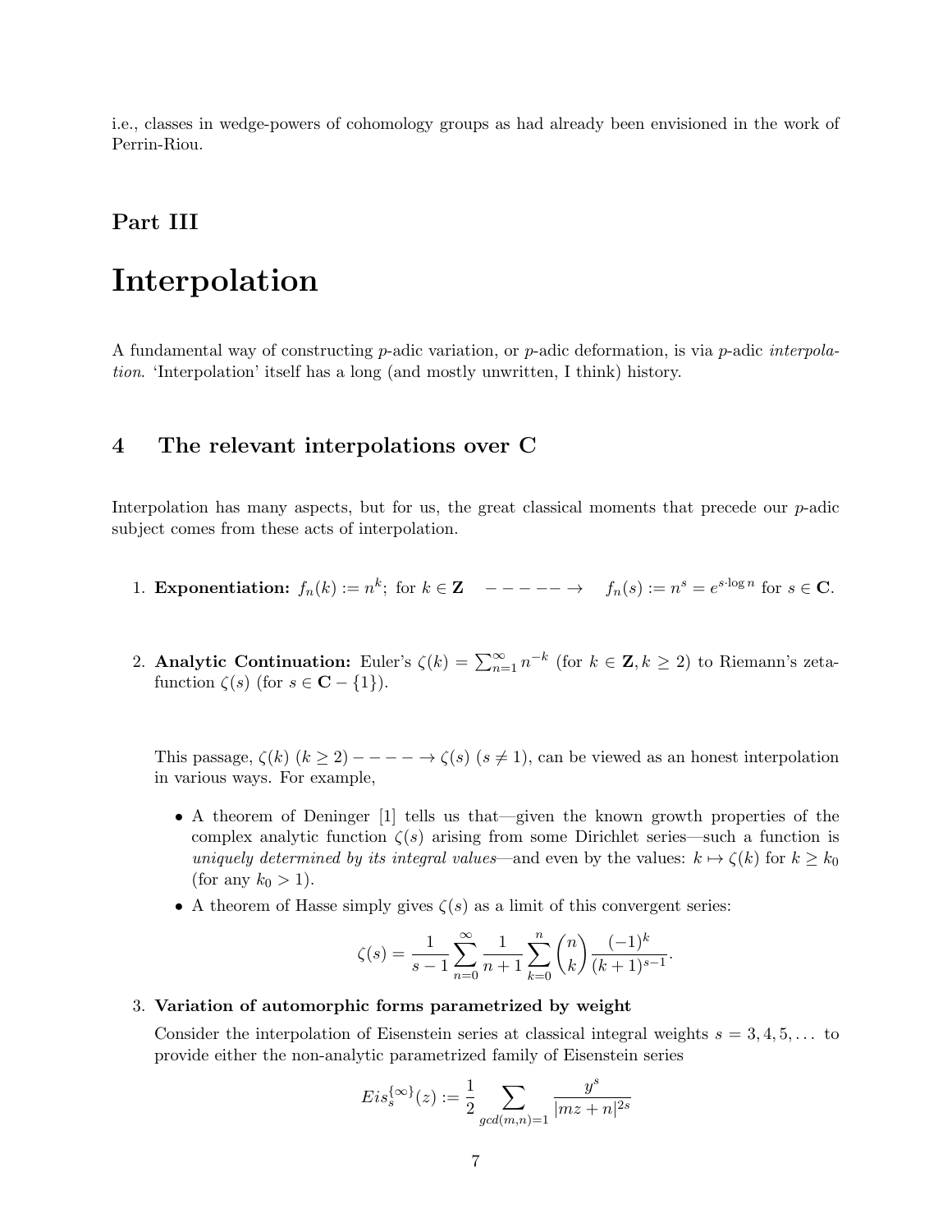i.e., classes in wedge-powers of cohomology groups as had already been envisioned in the work of Perrin-Riou.

# Part III

# Interpolation

A fundamental way of constructing $p$-adic variation, or $p$-adic deformation, is via $p$-adic *interpolation*. 'Interpolation' itself has a long (and mostly unwritten, I think) history.

## 4 The relevant interpolations over C

Interpolation has many aspects, but for us, the great classical moments that precede our $p$-adic subject comes from these acts of interpolation.

1. **Exponentiation:** $f_n(k) := n^k$; for $k \in \mathbf{Z}$ $\quad - - - - - \rightarrow \quad$ $f_n(s) := n^s = e^{s \cdot \log n}$ for $s \in \mathbf{C}$.

2. **Analytic Continuation:** Euler's $\zeta(k) = \sum_{n=1}^{\infty} n^{-k}$ (for $k \in \mathbf{Z}, k \geq 2$) to Riemann's zeta-function $\zeta(s)$ (for $s \in \mathbf{C} - \{1\}$).

   This passage, $\zeta(k)$ $(k \geq 2) - - - - \rightarrow \zeta(s)$ $(s \neq 1)$, can be viewed as an honest interpolation in various ways. For example,

   - A theorem of Deninger [1] tells us that—given the known growth properties of the complex analytic function $\zeta(s)$ arising from some Dirichlet series—such a function is *uniquely determined by its integral values*—and even by the values: $k \mapsto \zeta(k)$ for $k \geq k_0$ (for any $k_0 > 1$).
   - A theorem of Hasse simply gives $\zeta(s)$ as a limit of this convergent series:

   $$\zeta(s) = \frac{1}{s-1} \sum_{n=0}^{\infty} \frac{1}{n+1} \sum_{k=0}^{n} \binom{n}{k} \frac{(-1)^k}{(k+1)^{s-1}}.$$

3. **Variation of automorphic forms parametrized by weight**

   Consider the interpolation of Eisenstein series at classical integral weights $s = 3, 4, 5, \ldots$ to provide either the non-analytic parametrized family of Eisenstein series

   $$Eis_s^{\{\infty\}}(z) := \frac{1}{2} \sum_{gcd(m,n)=1} \frac{y^s}{|mz+n|^{2s}}$$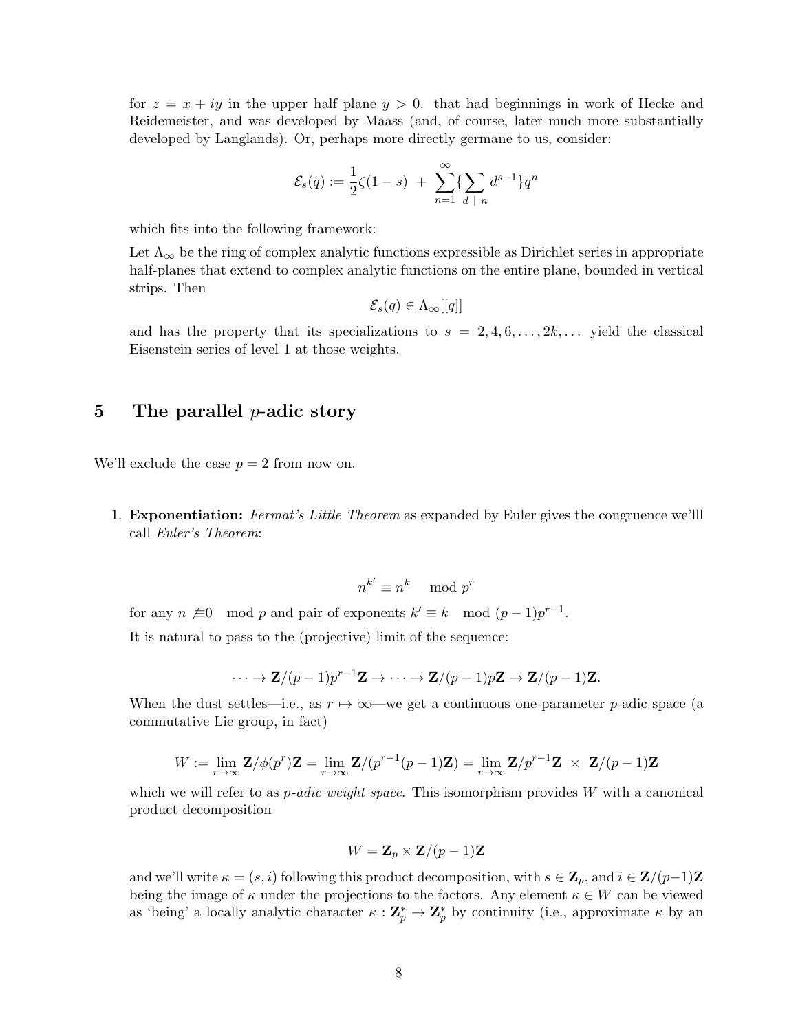for $z = x + iy$ in the upper half plane $y > 0$. that had beginnings in work of Hecke and Reidemeister, and was developed by Maass (and, of course, later much more substantially developed by Langlands). Or, perhaps more directly germane to us, consider:

$$\mathcal{E}_s(q) := \frac{1}{2}\zeta(1-s) \; + \; \sum_{n=1}^{\infty}\{\sum_{d \;|\; n} d^{s-1}\}q^n$$

which fits into the following framework:

Let $\Lambda_\infty$ be the ring of complex analytic functions expressible as Dirichlet series in appropriate half-planes that extend to complex analytic functions on the entire plane, bounded in vertical strips. Then

$$\mathcal{E}_s(q) \in \Lambda_\infty[[q]]$$

and has the property that its specializations to $s = 2, 4, 6, \ldots, 2k, \ldots$ yield the classical Eisenstein series of level 1 at those weights.

## 5 The parallel $p$-adic story

We'll exclude the case $p = 2$ from now on.

1. **Exponentiation:** *Fermat's Little Theorem* as expanded by Euler gives the congruence we'lll call *Euler's Theorem*:

   $$n^{k'} \equiv n^k \mod p^r$$

   for any $n \not\equiv 0 \mod p$ and pair of exponents $k' \equiv k \mod (p-1)p^{r-1}$.

   It is natural to pass to the (projective) limit of the sequence:

   $$\cdots \to \mathbf{Z}/(p-1)p^{r-1}\mathbf{Z} \to \cdots \to \mathbf{Z}/(p-1)p\mathbf{Z} \to \mathbf{Z}/(p-1)\mathbf{Z}.$$

   When the dust settles—i.e., as $r \mapsto \infty$—we get a continuous one-parameter $p$-adic space (a commutative Lie group, in fact)

   $$W := \lim_{r\to\infty} \mathbf{Z}/\phi(p^r)\mathbf{Z} = \lim_{r\to\infty} \mathbf{Z}/(p^{r-1}(p-1)\mathbf{Z}) = \lim_{r\to\infty} \mathbf{Z}/p^{r-1}\mathbf{Z} \;\times\; \mathbf{Z}/(p-1)\mathbf{Z}$$

   which we will refer to as *p-adic weight space*. This isomorphism provides $W$ with a canonical product decomposition

   $$W = \mathbf{Z}_p \times \mathbf{Z}/(p-1)\mathbf{Z}$$

   and we'll write $\kappa = (s, i)$ following this product decomposition, with $s \in \mathbf{Z}_p$, and $i \in \mathbf{Z}/(p-1)\mathbf{Z}$ being the image of $\kappa$ under the projections to the factors. Any element $\kappa \in W$ can be viewed as 'being' a locally analytic character $\kappa : \mathbf{Z}_p^* \to \mathbf{Z}_p^*$ by continuity (i.e., approximate $\kappa$ by an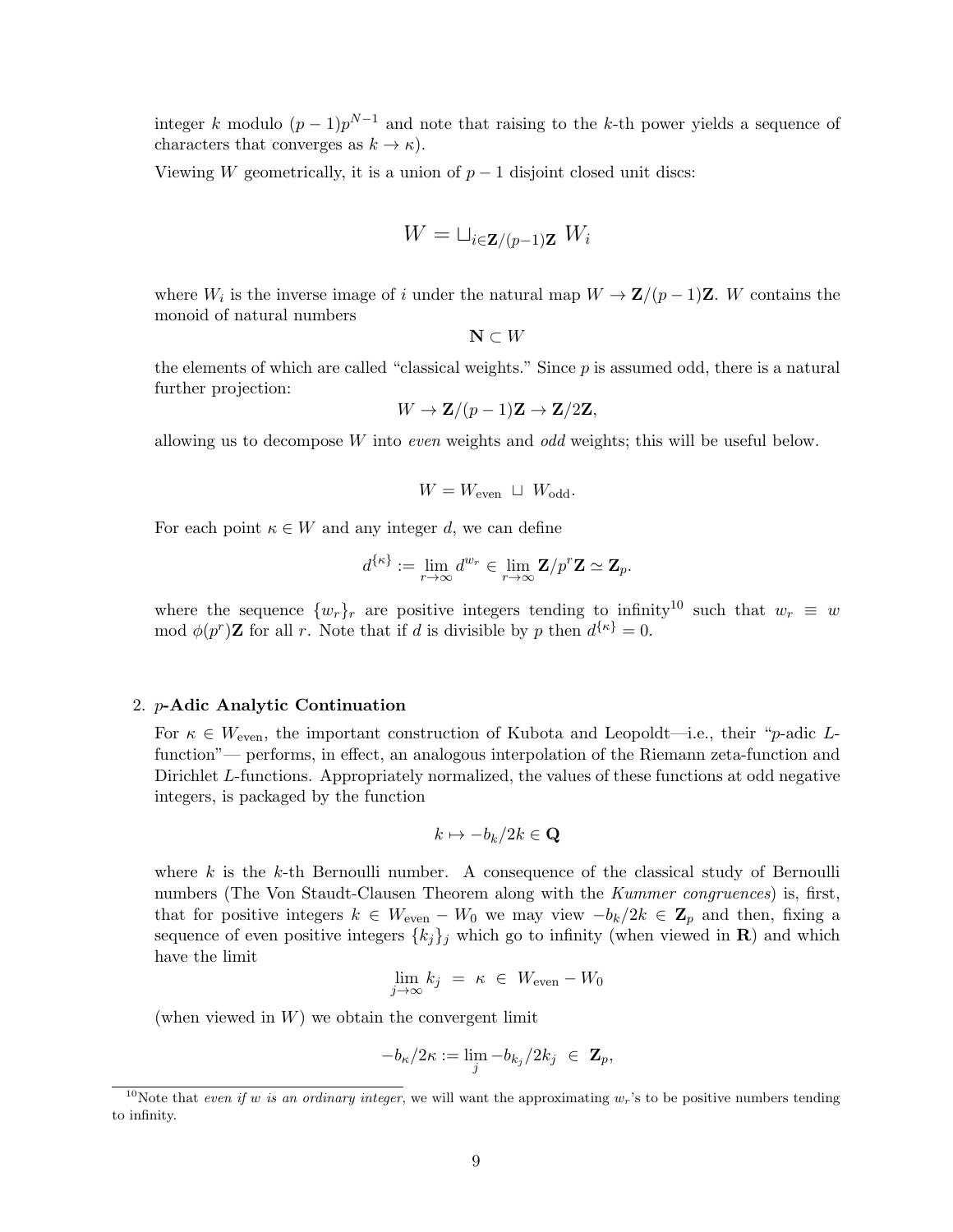integer $k$ modulo $(p-1)p^{N-1}$ and note that raising to the $k$-th power yields a sequence of characters that converges as $k \to \kappa$).

Viewing $W$ geometrically, it is a union of $p-1$ disjoint closed unit discs:

$$W = \sqcup_{i \in \mathbf{Z}/(p-1)\mathbf{Z}} \; W_i$$

where $W_i$ is the inverse image of $i$ under the natural map $W \to \mathbf{Z}/(p-1)\mathbf{Z}$. $W$ contains the monoid of natural numbers

$$\mathbf{N} \subset W$$

the elements of which are called "classical weights." Since $p$ is assumed odd, there is a natural further projection:

$$W \to \mathbf{Z}/(p-1)\mathbf{Z} \to \mathbf{Z}/2\mathbf{Z},$$

allowing us to decompose $W$ into *even* weights and *odd* weights; this will be useful below.

$$W = W_{\text{even}} \;\sqcup\; W_{\text{odd}}.$$

For each point $\kappa \in W$ and any integer $d$, we can define

$$d^{\{\kappa\}} := \lim_{r \to \infty} d^{w_r} \in \lim_{r \to \infty} \mathbf{Z}/p^r\mathbf{Z} \simeq \mathbf{Z}_p.$$

where the sequence $\{w_r\}_r$ are positive integers tending to infinity[10] such that $w_r \equiv w \bmod \phi(p^r)\mathbf{Z}$ for all $r$. Note that if $d$ is divisible by $p$ then $d^{\{\kappa\}} = 0$.

2. **$p$-Adic Analytic Continuation**

For $\kappa \in W_{\text{even}}$, the important construction of Kubota and Leopoldt—i.e., their "$p$-adic $L$-function"— performs, in effect, an analogous interpolation of the Riemann zeta-function and Dirichlet $L$-functions. Appropriately normalized, the values of these functions at odd negative integers, is packaged by the function

$$k \mapsto -b_k/2k \in \mathbf{Q}$$

where $k$ is the $k$-th Bernoulli number. A consequence of the classical study of Bernoulli numbers (The Von Staudt-Clausen Theorem along with the *Kummer congruences*) is, first, that for positive integers $k \in W_{\text{even}} - W_0$ we may view $-b_k/2k \in \mathbf{Z}_p$ and then, fixing a sequence of even positive integers $\{k_j\}_j$ which go to infinity (when viewed in $\mathbf{R}$) and which have the limit

$$\lim_{j \to \infty} k_j \;=\; \kappa \;\in\; W_{\text{even}} - W_0$$

(when viewed in $W$) we obtain the convergent limit

$$-b_\kappa/2\kappa := \lim_j -b_{k_j}/2k_j \;\in\; \mathbf{Z}_p,$$

[10] Note that *even if $w$ is an ordinary integer*, we will want the approximating $w_r$'s to be positive numbers tending to infinity.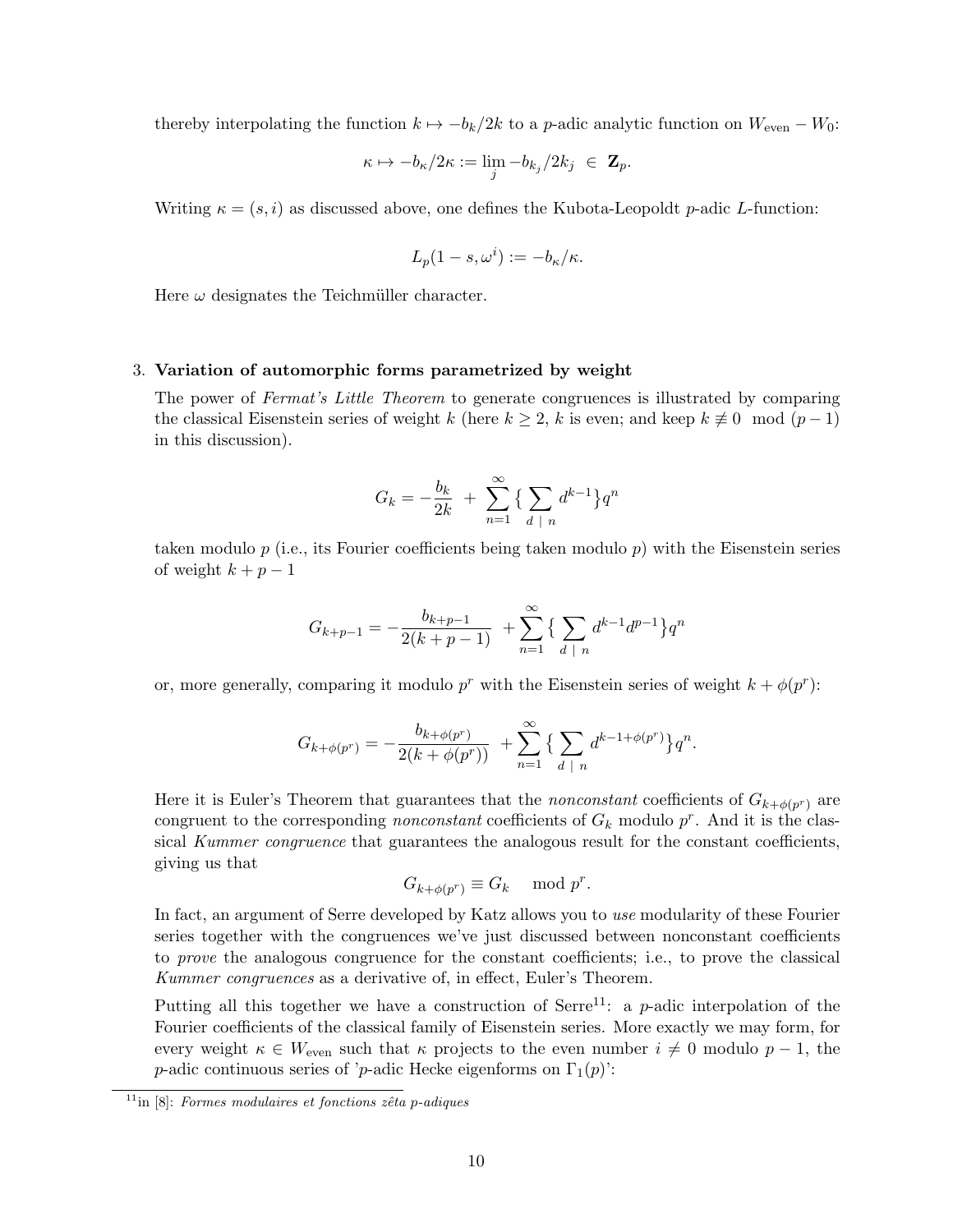thereby interpolating the function $k \mapsto -b_k/2k$ to a $p$-adic analytic function on $W_{\text{even}} - W_0$:

$$\kappa \mapsto -b_\kappa/2\kappa := \lim_j -b_{k_j}/2k_j \ \in \ \mathbf{Z}_p.$$

Writing $\kappa = (s, i)$ as discussed above, one defines the Kubota-Leopoldt $p$-adic $L$-function:

$$L_p(1-s, \omega^i) := -b_\kappa/\kappa.$$

Here $\omega$ designates the Teichmüller character.

3. **Variation of automorphic forms parametrized by weight**

The power of *Fermat's Little Theorem* to generate congruences is illustrated by comparing the classical Eisenstein series of weight $k$ (here $k \geq 2$, $k$ is even; and keep $k \not\equiv 0 \mod (p-1)$ in this discussion).

$$G_k = -\frac{b_k}{2k} \ + \ \sum_{n=1}^{\infty} \{ \sum_{d \ | \ n} d^{k-1} \} q^n$$

taken modulo $p$ (i.e., its Fourier coefficients being taken modulo $p$) with the Eisenstein series of weight $k+p-1$

$$G_{k+p-1} = -\frac{b_{k+p-1}}{2(k+p-1)} \ + \sum_{n=1}^{\infty} \{ \sum_{d \ | \ n} d^{k-1} d^{p-1} \} q^n$$

or, more generally, comparing it modulo $p^r$ with the Eisenstein series of weight $k + \phi(p^r)$:

$$G_{k+\phi(p^r)} = -\frac{b_{k+\phi(p^r)}}{2(k+\phi(p^r))} \ + \sum_{n=1}^{\infty} \{ \sum_{d \ | \ n} d^{k-1+\phi(p^r)} \} q^n.$$

Here it is Euler's Theorem that guarantees that the *nonconstant* coefficients of $G_{k+\phi(p^r)}$ are congruent to the corresponding *nonconstant* coefficients of $G_k$ modulo $p^r$. And it is the classical *Kummer congruence* that guarantees the analogous result for the constant coefficients, giving us that

$$G_{k+\phi(p^r)} \equiv G_k \mod p^r.$$

In fact, an argument of Serre developed by Katz allows you to *use* modularity of these Fourier series together with the congruences we've just discussed between nonconstant coefficients to *prove* the analogous congruence for the constant coefficients; i.e., to prove the classical *Kummer congruences* as a derivative of, in effect, Euler's Theorem.

Putting all this together we have a construction of Serre[11]: a $p$-adic interpolation of the Fourier coefficients of the classical family of Eisenstein series. More exactly we may form, for every weight $\kappa \in W_{\text{even}}$ such that $\kappa$ projects to the even number $i \neq 0$ modulo $p-1$, the $p$-adic continuous series of '$p$-adic Hecke eigenforms on $\Gamma_1(p)$':

[11] in [8]: *Formes modulaires et fonctions zêta p-adiques*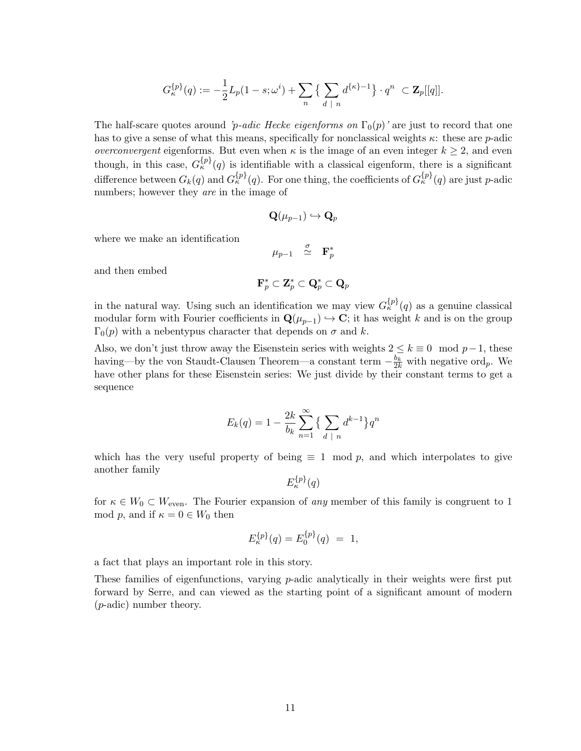$$G_\kappa^{\{p\}}(q) := -\frac{1}{2}L_p(1-s;\omega^i) + \sum_n \big\{ \sum_{d \mid n} d^{\{\kappa\}-1} \big\} \cdot q^n \;\subset \mathbf{Z}_p[[q]].$$

The half-scare quotes around *'p-adic Hecke eigenforms on* $\Gamma_0(p)$*'* are just to record that one has to give a sense of what this means, specifically for nonclassical weights $\kappa$: these are $p$-adic *overconvergent* eigenforms. But even when $\kappa$ is the image of an even integer $k \geq 2$, and even though, in this case, $G_\kappa^{\{p\}}(q)$ is identifiable with a classical eigenform, there is a significant difference between $G_k(q)$ and $G_\kappa^{\{p\}}(q)$. For one thing, the coefficients of $G_\kappa^{\{p\}}(q)$ are just $p$-adic numbers; however they *are* in the image of

$$\mathbf{Q}(\mu_{p-1}) \hookrightarrow \mathbf{Q}_p$$

where we make an identification

$$\mu_{p-1} \overset{\sigma}{\simeq} \mathbf{F}_p^*$$

and then embed

$$\mathbf{F}_p^* \subset \mathbf{Z}_p^* \subset \mathbf{Q}_p^* \subset \mathbf{Q}_p$$

in the natural way. Using such an identification we may view $G_\kappa^{\{p\}}(q)$ as a genuine classical modular form with Fourier coefficients in $\mathbf{Q}(\mu_{p-1}) \hookrightarrow \mathbf{C}$; it has weight $k$ and is on the group $\Gamma_0(p)$ with a nebentypus character that depends on $\sigma$ and $k$.

Also, we don't just throw away the Eisenstein series with weights $2 \leq k \equiv 0 \mod p-1$, these having—by the von Staudt-Clausen Theorem—a constant term $-\frac{b_k}{2k}$ with negative $\mathrm{ord}_p$. We have other plans for these Eisenstein series: We just divide by their constant terms to get a sequence

$$E_k(q) = 1 - \frac{2k}{b_k}\sum_{n=1}^{\infty}\big\{ \sum_{d \mid n} d^{k-1}\big\}q^n$$

which has the very useful property of being $\equiv 1 \mod p$, and which interpolates to give another family

$$E_\kappa^{\{p\}}(q)$$

for $\kappa \in W_0 \subset W_{\text{even}}$. The Fourier expansion of *any* member of this family is congruent to 1 mod $p$, and if $\kappa = 0 \in W_0$ then

$$E_\kappa^{\{p\}}(q) = E_0^{\{p\}}(q) \;=\; 1,$$

a fact that plays an important role in this story.

These families of eigenfunctions, varying $p$-adic analytically in their weights were first put forward by Serre, and can viewed as the starting point of a significant amount of modern ($p$-adic) number theory.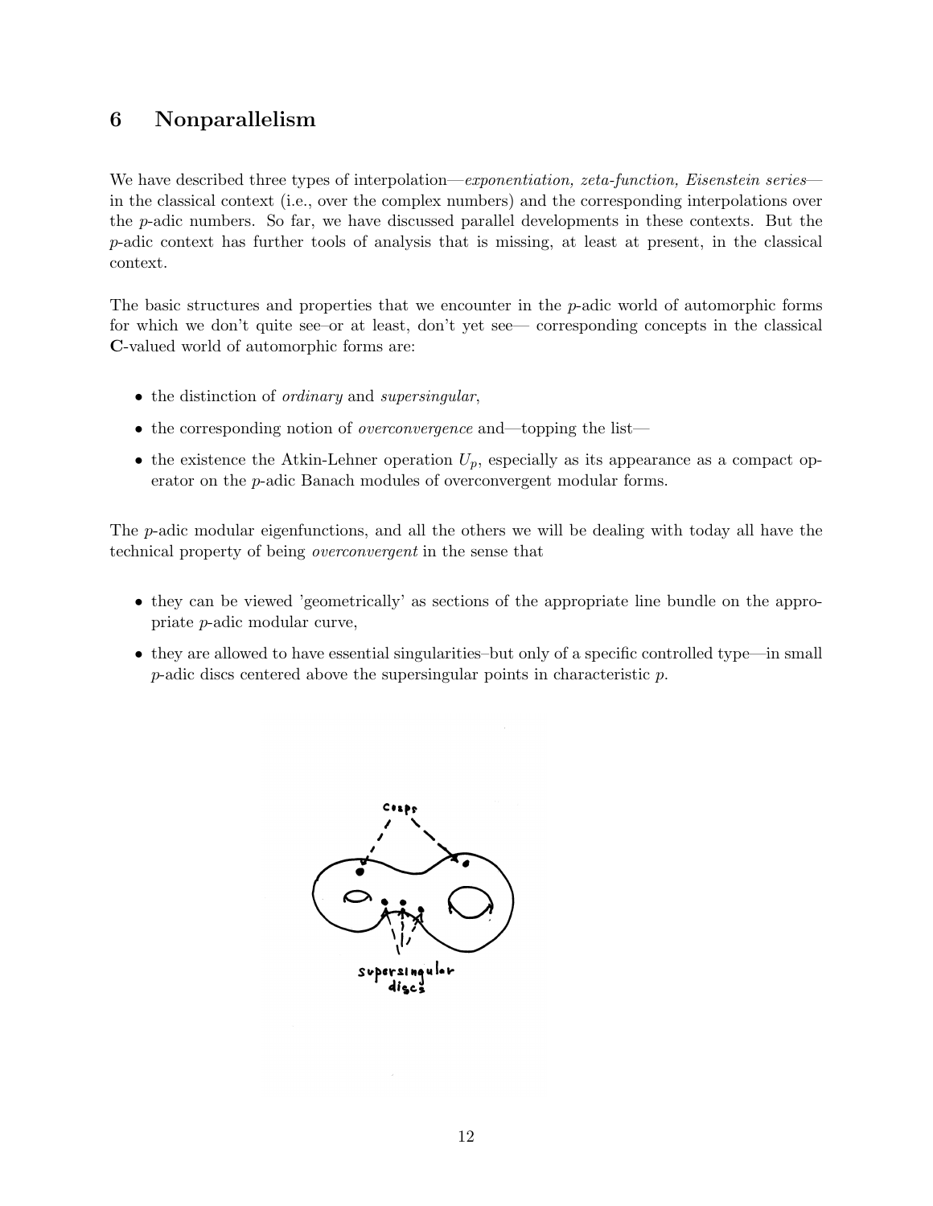## 6 Nonparallelism

We have described three types of interpolation—*exponentiation, zeta-function, Eisenstein series*—in the classical context (i.e., over the complex numbers) and the corresponding interpolations over the $p$-adic numbers. So far, we have discussed parallel developments in these contexts. But the $p$-adic context has further tools of analysis that is missing, at least at present, in the classical context.

The basic structures and properties that we encounter in the $p$-adic world of automorphic forms for which we don't quite see–or at least, don't yet see— corresponding concepts in the classical **C**-valued world of automorphic forms are:

- the distinction of *ordinary* and *supersingular*,
- the corresponding notion of *overconvergence* and—topping the list—
- the existence the Atkin-Lehner operation $U_p$, especially as its appearance as a compact operator on the $p$-adic Banach modules of overconvergent modular forms.

The $p$-adic modular eigenfunctions, and all the others we will be dealing with today all have the technical property of being *overconvergent* in the sense that

- they can be viewed 'geometrically' as sections of the appropriate line bundle on the appropriate $p$-adic modular curve,
- they are allowed to have essential singularities–but only of a specific controlled type—in small $p$-adic discs centered above the supersingular points in characteristic $p$.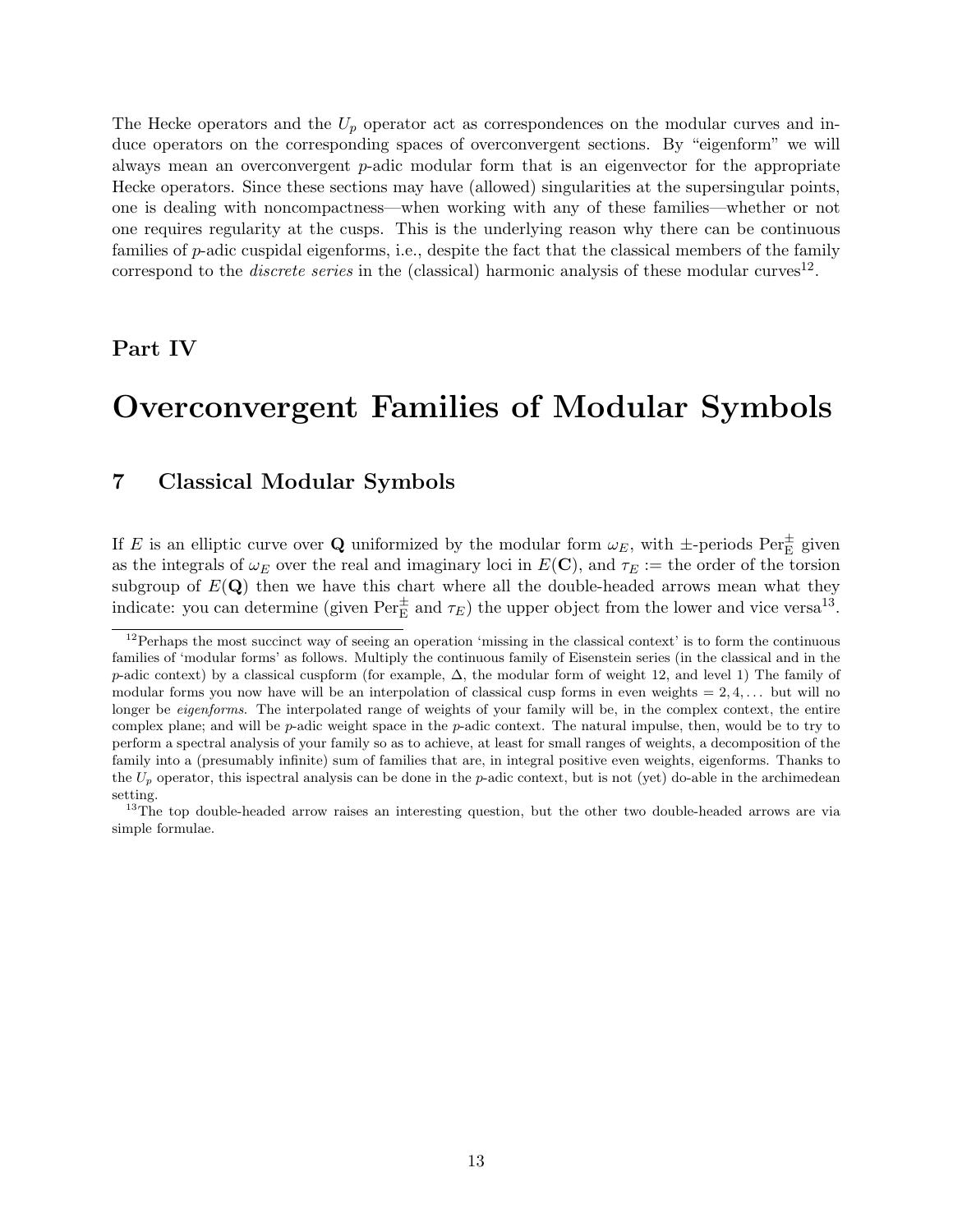The Hecke operators and the $U_p$ operator act as correspondences on the modular curves and induce operators on the corresponding spaces of overconvergent sections. By "eigenform" we will always mean an overconvergent $p$-adic modular form that is an eigenvector for the appropriate Hecke operators. Since these sections may have (allowed) singularities at the supersingular points, one is dealing with noncompactness—when working with any of these families—whether or not one requires regularity at the cusps. This is the underlying reason why there can be continuous families of $p$-adic cuspidal eigenforms, i.e., despite the fact that the classical members of the family correspond to the *discrete series* in the (classical) harmonic analysis of these modular curves[12].

# Part IV

# Overconvergent Families of Modular Symbols

## 7 Classical Modular Symbols

If $E$ is an elliptic curve over $\mathbf{Q}$ uniformized by the modular form $\omega_E$, with $\pm$-periods $\mathrm{Per}_{\mathrm{E}}^{\pm}$ given as the integrals of $\omega_E$ over the real and imaginary loci in $E(\mathbf{C})$, and $\tau_E :=$ the order of the torsion subgroup of $E(\mathbf{Q})$ then we have this chart where all the double-headed arrows mean what they indicate: you can determine (given $\mathrm{Per}_{\mathrm{E}}^{\pm}$ and $\tau_E$) the upper object from the lower and vice versa[13].

---

[12] Perhaps the most succinct way of seeing an operation 'missing in the classical context' is to form the continuous families of 'modular forms' as follows. Multiply the continuous family of Eisenstein series (in the classical and in the $p$-adic context) by a classical cuspform (for example, $\Delta$, the modular form of weight 12, and level 1) The family of modular forms you now have will be an interpolation of classical cusp forms in even weights $= 2, 4, \ldots$ but will no longer be *eigenforms*. The interpolated range of weights of your family will be, in the complex context, the entire complex plane; and will be $p$-adic weight space in the $p$-adic context. The natural impulse, then, would be to try to perform a spectral analysis of your family so as to achieve, at least for small ranges of weights, a decomposition of the family into a (presumably infinite) sum of families that are, in integral positive even weights, eigenforms. Thanks to the $U_p$ operator, this ispectral analysis can be done in the $p$-adic context, but is not (yet) do-able in the archimedean setting.

[13] The top double-headed arrow raises an interesting question, but the other two double-headed arrows are via simple formulae.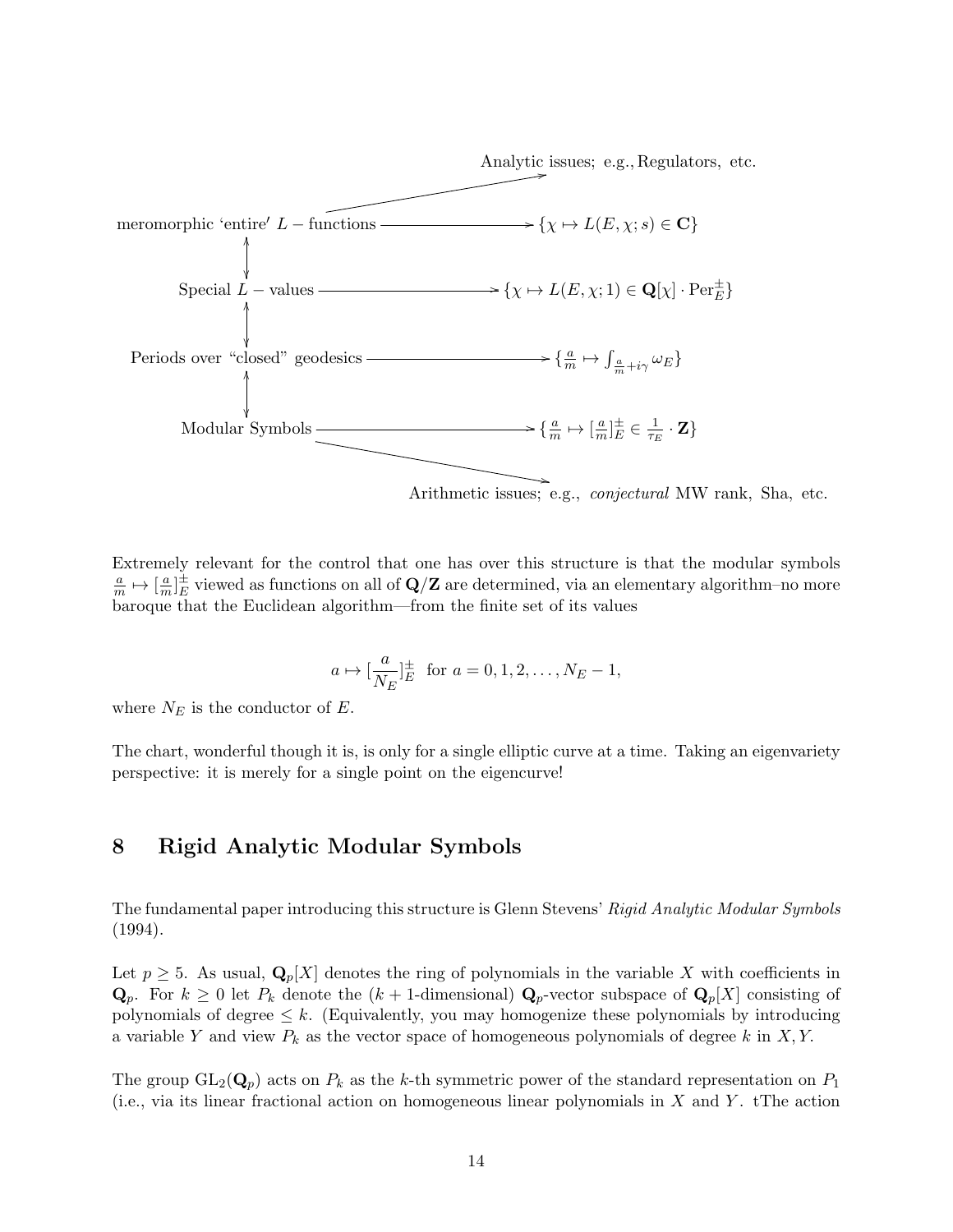$$
\begin{array}{ccc}
& & \text{Analytic issues; e.g., Regulators, etc.} \\
& \nearrow & \\
\text{meromorphic 'entire' } L-\text{functions} & \longrightarrow & \{\chi \mapsto L(E,\chi;s) \in \mathbf{C}\} \\
\updownarrow & & \\
\text{Special } L-\text{values} & \longrightarrow & \{\chi \mapsto L(E,\chi;1) \in \mathbf{Q}[\chi]\cdot \mathrm{Per}_E^{\pm}\} \\
\updownarrow & & \\
\text{Periods over "closed" geodesics} & \longrightarrow & \{\frac{a}{m} \mapsto \int_{\frac{a}{m}+i\gamma} \omega_E\} \\
\updownarrow & & \\
\text{Modular Symbols} & \longrightarrow & \{\frac{a}{m} \mapsto [\frac{a}{m}]_E^{\pm} \in \frac{1}{\tau_E}\cdot \mathbf{Z}\} \\
& \searrow & \\
& & \text{Arithmetic issues; e.g., } \textit{conjectural} \text{ MW rank, Sha, etc.}
\end{array}
$$

Extremely relevant for the control that one has over this structure is that the modular symbols $\frac{a}{m} \mapsto [\frac{a}{m}]_E^{\pm}$ viewed as functions on all of $\mathbf{Q}/\mathbf{Z}$ are determined, via an elementary algorithm–no more baroque that the Euclidean algorithm—from the finite set of its values

$$
a \mapsto [\frac{a}{N_E}]_E^{\pm} \quad \text{for } a = 0, 1, 2, \ldots, N_E - 1,
$$

where $N_E$ is the conductor of $E$.

The chart, wonderful though it is, is only for a single elliptic curve at a time. Taking an eigenvariety perspective: it is merely for a single point on the eigencurve!

## 8 Rigid Analytic Modular Symbols

The fundamental paper introducing this structure is Glenn Stevens' *Rigid Analytic Modular Symbols* (1994).

Let $p \geq 5$. As usual, $\mathbf{Q}_p[X]$ denotes the ring of polynomials in the variable $X$ with coefficients in $\mathbf{Q}_p$. For $k \geq 0$ let $P_k$ denote the ($k+1$-dimensional) $\mathbf{Q}_p$-vector subspace of $\mathbf{Q}_p[X]$ consisting of polynomials of degree $\leq k$. (Equivalently, you may homogenize these polynomials by introducing a variable $Y$ and view $P_k$ as the vector space of homogeneous polynomials of degree $k$ in $X, Y$.

The group $\mathrm{GL}_2(\mathbf{Q}_p)$ acts on $P_k$ as the $k$-th symmetric power of the standard representation on $P_1$ (i.e., via its linear fractional action on homogeneous linear polynomials in $X$ and $Y$. tThe action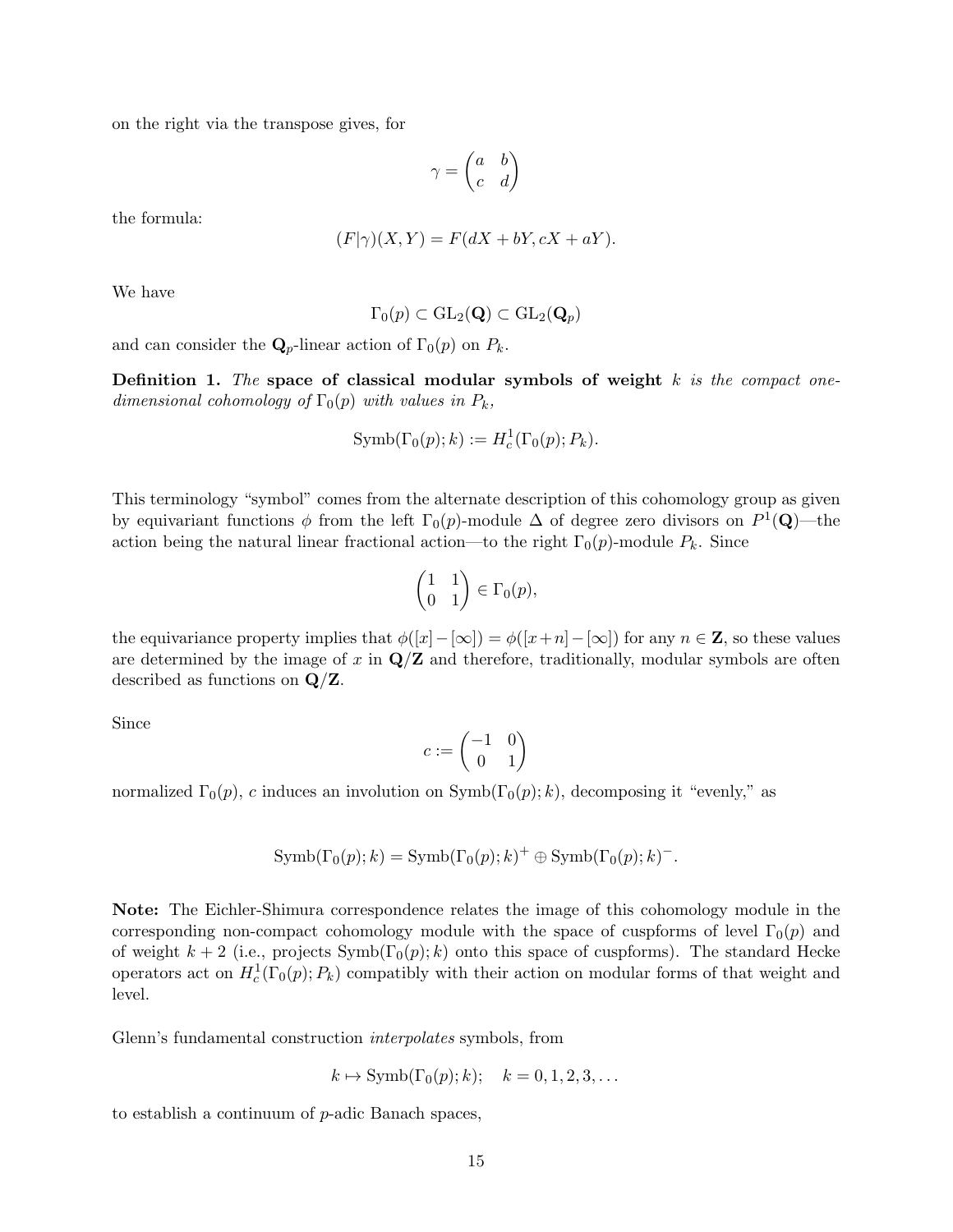on the right via the transpose gives, for

$$\gamma = \begin{pmatrix} a & b \\ c & d \end{pmatrix}$$

the formula:

$$(F|\gamma)(X, Y) = F(dX + bY, cX + aY).$$

We have

$$\Gamma_0(p) \subset \mathrm{GL}_2(\mathbf{Q}) \subset \mathrm{GL}_2(\mathbf{Q}_p)$$

and can consider the $\mathbf{Q}_p$-linear action of $\Gamma_0(p)$ on $P_k$.

**Definition 1.** *The* **space of classical modular symbols of weight** $k$ *is the compact one-dimensional cohomology of* $\Gamma_0(p)$ *with values in* $P_k$*,*

$$\mathrm{Symb}(\Gamma_0(p); k) := H^1_c(\Gamma_0(p); P_k).$$

This terminology "symbol" comes from the alternate description of this cohomology group as given by equivariant functions $\phi$ from the left $\Gamma_0(p)$-module $\Delta$ of degree zero divisors on $P^1(\mathbf{Q})$—the action being the natural linear fractional action—to the right $\Gamma_0(p)$-module $P_k$. Since

$$\begin{pmatrix} 1 & 1 \\ 0 & 1 \end{pmatrix} \in \Gamma_0(p),$$

the equivariance property implies that $\phi([x] - [\infty]) = \phi([x+n] - [\infty])$ for any $n \in \mathbf{Z}$, so these values are determined by the image of $x$ in $\mathbf{Q}/\mathbf{Z}$ and therefore, traditionally, modular symbols are often described as functions on $\mathbf{Q}/\mathbf{Z}$.

Since

$$c := \begin{pmatrix} -1 & 0 \\ 0 & 1 \end{pmatrix}$$

normalized $\Gamma_0(p)$, $c$ induces an involution on $\mathrm{Symb}(\Gamma_0(p); k)$, decomposing it "evenly," as

$$\mathrm{Symb}(\Gamma_0(p); k) = \mathrm{Symb}(\Gamma_0(p); k)^+ \oplus \mathrm{Symb}(\Gamma_0(p); k)^-.$$

**Note:** The Eichler-Shimura correspondence relates the image of this cohomology module in the corresponding non-compact cohomology module with the space of cuspforms of level $\Gamma_0(p)$ and of weight $k+2$ (i.e., projects $\mathrm{Symb}(\Gamma_0(p); k)$ onto this space of cuspforms). The standard Hecke operators act on $H^1_c(\Gamma_0(p); P_k)$ compatibly with their action on modular forms of that weight and level.

Glenn's fundamental construction *interpolates* symbols, from

$$k \mapsto \mathrm{Symb}(\Gamma_0(p); k); \quad k = 0, 1, 2, 3, \ldots$$

to establish a continuum of $p$-adic Banach spaces,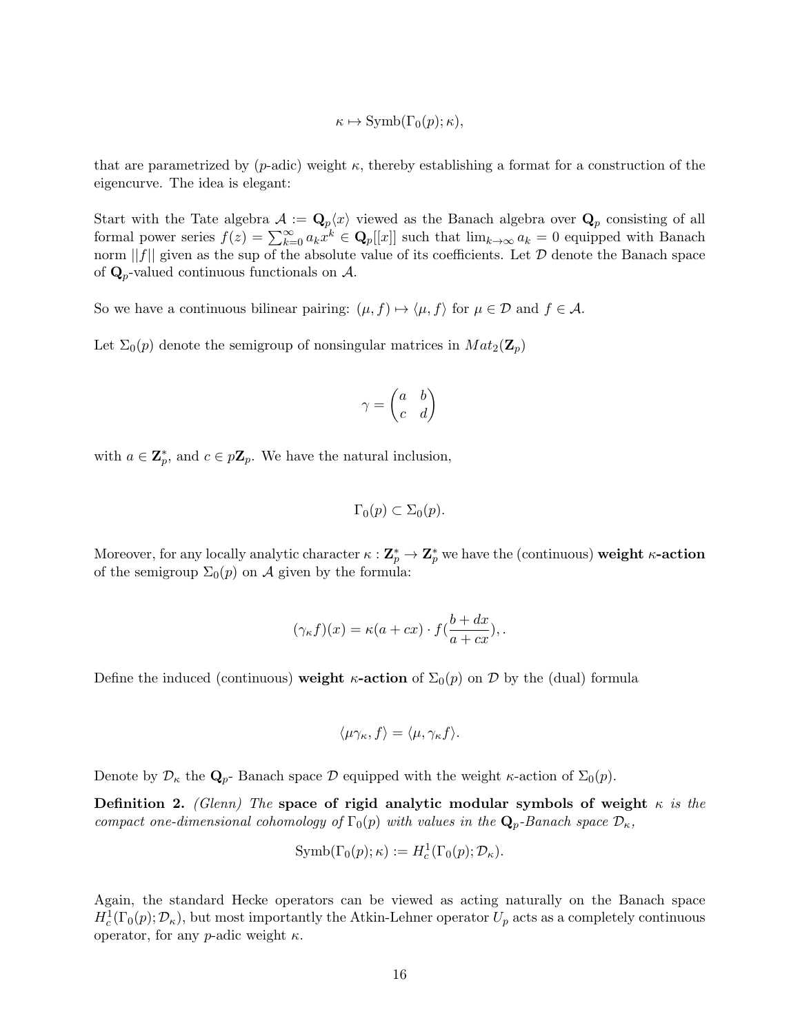$$\kappa \mapsto \text{Symb}(\Gamma_0(p); \kappa),$$

that are parametrized by ($p$-adic) weight $\kappa$, thereby establishing a format for a construction of the eigencurve. The idea is elegant:

Start with the Tate algebra $\mathcal{A} := \mathbf{Q}_p\langle x \rangle$ viewed as the Banach algebra over $\mathbf{Q}_p$ consisting of all formal power series $f(z) = \sum_{k=0}^{\infty} a_k x^k \in \mathbf{Q}_p[[x]]$ such that $\lim_{k \to \infty} a_k = 0$ equipped with Banach norm $||f||$ given as the sup of the absolute value of its coefficients. Let $\mathcal{D}$ denote the Banach space of $\mathbf{Q}_p$-valued continuous functionals on $\mathcal{A}$.

So we have a continuous bilinear pairing: $(\mu, f) \mapsto \langle \mu, f \rangle$ for $\mu \in \mathcal{D}$ and $f \in \mathcal{A}$.

Let $\Sigma_0(p)$ denote the semigroup of nonsingular matrices in $Mat_2(\mathbf{Z}_p)$

$$\gamma = \begin{pmatrix} a & b \\ c & d \end{pmatrix}$$

with $a \in \mathbf{Z}_p^*$, and $c \in p\mathbf{Z}_p$. We have the natural inclusion,

$$\Gamma_0(p) \subset \Sigma_0(p).$$

Moreover, for any locally analytic character $\kappa : \mathbf{Z}_p^* \to \mathbf{Z}_p^*$ we have the (continuous) **weight $\kappa$-action** of the semigroup $\Sigma_0(p)$ on $\mathcal{A}$ given by the formula:

$$(\gamma_\kappa f)(x) = \kappa(a + cx) \cdot f(\frac{b + dx}{a + cx}), .$$

Define the induced (continuous) **weight $\kappa$-action** of $\Sigma_0(p)$ on $\mathcal{D}$ by the (dual) formula

$$\langle \mu\gamma_\kappa, f \rangle = \langle \mu, \gamma_\kappa f \rangle.$$

Denote by $\mathcal{D}_\kappa$ the $\mathbf{Q}_p$- Banach space $\mathcal{D}$ equipped with the weight $\kappa$-action of $\Sigma_0(p)$.

**Definition 2.** *(Glenn) The* **space of rigid analytic modular symbols of weight** $\kappa$ *is the compact one-dimensional cohomology of $\Gamma_0(p)$ with values in the $\mathbf{Q}_p$-Banach space $\mathcal{D}_\kappa$,*

$$\text{Symb}(\Gamma_0(p); \kappa) := H_c^1(\Gamma_0(p); \mathcal{D}_\kappa).$$

Again, the standard Hecke operators can be viewed as acting naturally on the Banach space $H_c^1(\Gamma_0(p); \mathcal{D}_\kappa)$, but most importantly the Atkin-Lehner operator $U_p$ acts as a completely continuous operator, for any $p$-adic weight $\kappa$.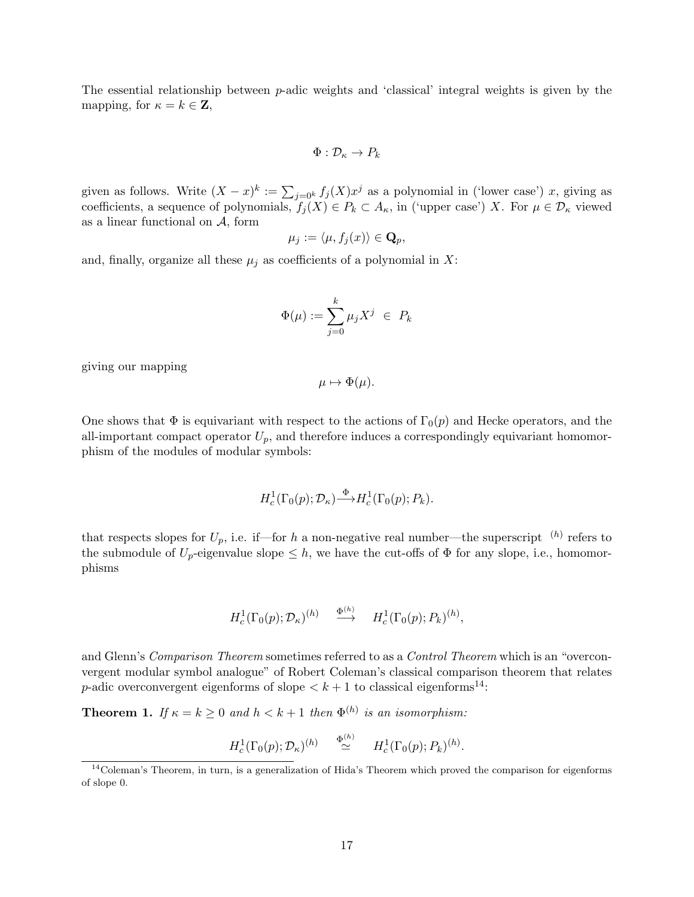The essential relationship between $p$-adic weights and 'classical' integral weights is given by the mapping, for $\kappa = k \in \mathbf{Z}$,

$$\Phi : \mathcal{D}_\kappa \to P_k$$

given as follows. Write $(X - x)^k := \sum_{j=0^k} f_j(X)x^j$ as a polynomial in ('lower case') $x$, giving as coefficients, a sequence of polynomials, $f_j(X) \in P_k \subset A_\kappa$, in ('upper case') $X$. For $\mu \in \mathcal{D}_\kappa$ viewed as a linear functional on $\mathcal{A}$, form

$$\mu_j := \langle \mu, f_j(x) \rangle \in \mathbf{Q}_p,$$

and, finally, organize all these $\mu_j$ as coefficients of a polynomial in $X$:

$$\Phi(\mu) := \sum_{j=0}^{k} \mu_j X^j \in P_k$$

giving our mapping

$$\mu \mapsto \Phi(\mu).$$

One shows that $\Phi$ is equivariant with respect to the actions of $\Gamma_0(p)$ and Hecke operators, and the all-important compact operator $U_p$, and therefore induces a correspondingly equivariant homomorphism of the modules of modular symbols:

$$H^1_c(\Gamma_0(p); \mathcal{D}_\kappa) \xrightarrow{\Phi} H^1_c(\Gamma_0(p); P_k).$$

that respects slopes for $U_p$, i.e. if—for $h$ a non-negative real number—the superscript $^{(h)}$ refers to the submodule of $U_p$-eigenvalue slope $\leq h$, we have the cut-offs of $\Phi$ for any slope, i.e., homomorphisms

$$H^1_c(\Gamma_0(p); \mathcal{D}_\kappa)^{(h)} \quad \stackrel{\Phi^{(h)}}{\longrightarrow} \quad H^1_c(\Gamma_0(p); P_k)^{(h)},$$

and Glenn's *Comparison Theorem* sometimes referred to as a *Control Theorem* which is an "overconvergent modular symbol analogue" of Robert Coleman's classical comparison theorem that relates $p$-adic overconvergent eigenforms of slope $< k + 1$ to classical eigenforms[14]:

**Theorem 1.** *If $\kappa = k \geq 0$ and $h < k + 1$ then $\Phi^{(h)}$ is an isomorphism:*

$$H^1_c(\Gamma_0(p); \mathcal{D}_\kappa)^{(h)} \quad \stackrel{\Phi^{(h)}}{\simeq} \quad H^1_c(\Gamma_0(p); P_k)^{(h)}.$$

[14] Coleman's Theorem, in turn, is a generalization of Hida's Theorem which proved the comparison for eigenforms of slope 0.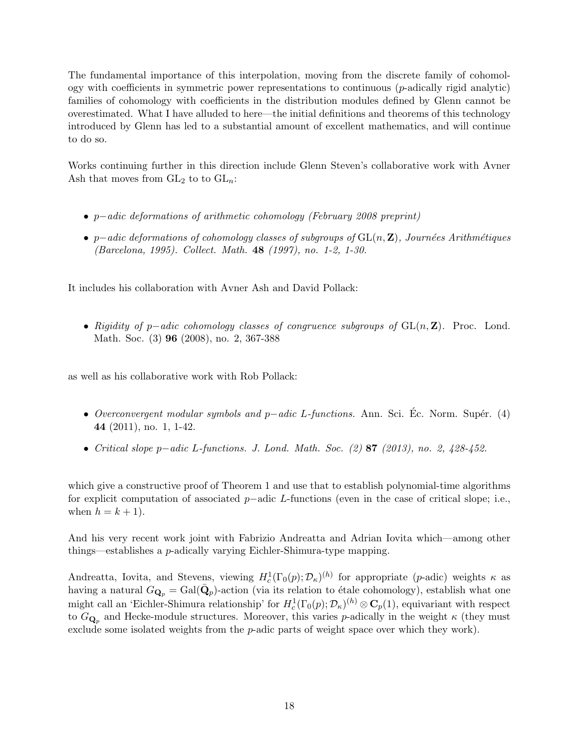The fundamental importance of this interpolation, moving from the discrete family of cohomology with coefficients in symmetric power representations to continuous ($p$-adically rigid analytic) families of cohomology with coefficients in the distribution modules defined by Glenn cannot be overestimated. What I have alluded to here—the initial definitions and theorems of this technology introduced by Glenn has led to a substantial amount of excellent mathematics, and will continue to do so.

Works continuing further in this direction include Glenn Steven's collaborative work with Avner Ash that moves from $\mathrm{GL}_2$ to to $\mathrm{GL}_n$:

- *$p-$adic deformations of arithmetic cohomology (February 2008 preprint)*
- *$p-$adic deformations of cohomology classes of subgroups of* $\mathrm{GL}(n, \mathbf{Z})$*, Journées Arithmétiques (Barcelona, 1995). Collect. Math.* **48** *(1997), no. 1-2, 1-30.*

It includes his collaboration with Avner Ash and David Pollack:

- *Rigidity of $p-$adic cohomology classes of congruence subgroups of* $\mathrm{GL}(n, \mathbf{Z})$. Proc. Lond. Math. Soc. (3) **96** (2008), no. 2, 367-388

as well as his collaborative work with Rob Pollack:

- *Overconvergent modular symbols and $p-$adic L-functions.* Ann. Sci. Éc. Norm. Supér. (4) **44** (2011), no. 1, 1-42.
- *Critical slope $p-$adic L-functions. J. Lond. Math. Soc. (2)* **87** *(2013), no. 2, 428-452.*

which give a constructive proof of Theorem 1 and use that to establish polynomial-time algorithms for explicit computation of associated $p-$adic $L$-functions (even in the case of critical slope; i.e., when $h = k + 1$).

And his very recent work joint with Fabrizio Andreatta and Adrian Iovita which—among other things—establishes a $p$-adically varying Eichler-Shimura-type mapping.

Andreatta, Iovita, and Stevens, viewing $H^1_c(\Gamma_0(p); \mathcal{D}_\kappa)^{(h)}$ for appropriate ($p$-adic) weights $\kappa$ as having a natural $G_{\mathbf{Q}_p} = \mathrm{Gal}(\bar{\mathbf{Q}}_p)$-action (via its relation to étale cohomology), establish what one might call an 'Eichler-Shimura relationship' for $H^1_c(\Gamma_0(p); \mathcal{D}_\kappa)^{(h)} \otimes \mathbf{C}_p(1)$, equivariant with respect to $G_{\mathbf{Q}_p}$ and Hecke-module structures. Moreover, this varies $p$-adically in the weight $\kappa$ (they must exclude some isolated weights from the $p$-adic parts of weight space over which they work).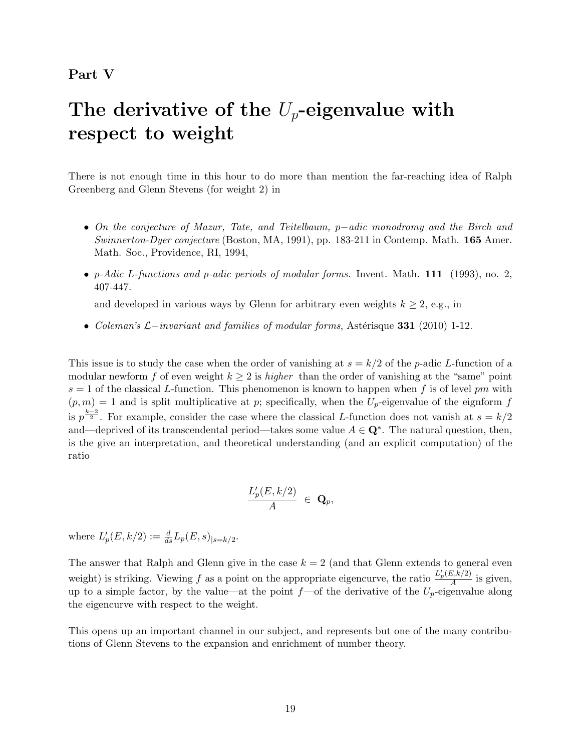**Part V**

# The derivative of the $U_p$-eigenvalue with respect to weight

There is not enough time in this hour to do more than mention the far-reaching idea of Ralph Greenberg and Glenn Stevens (for weight 2) in

- *On the conjecture of Mazur, Tate, and Teitelbaum, p−adic monodromy and the Birch and Swinnerton-Dyer conjecture* (Boston, MA, 1991), pp. 183-211 in Contemp. Math. **165** Amer. Math. Soc., Providence, RI, 1994,
- *p-Adic L-functions and p-adic periods of modular forms.* Invent. Math. **111** (1993), no. 2, 407-447.

  and developed in various ways by Glenn for arbitrary even weights $k \geq 2$, e.g., in
- *Coleman's $\mathcal{L}-$invariant and families of modular forms*, Astérisque **331** (2010) 1-12.

This issue is to study the case when the order of vanishing at $s = k/2$ of the $p$-adic $L$-function of a modular newform $f$ of even weight $k \geq 2$ is *higher* than the order of vanishing at the "same" point $s = 1$ of the classical $L$-function. This phenomenon is known to happen when $f$ is of level $pm$ with $(p, m) = 1$ and is split multiplicative at $p$; specifically, when the $U_p$-eigenvalue of the eignform $f$ is $p^{\frac{k-2}{2}}$. For example, consider the case where the classical $L$-function does not vanish at $s = k/2$ and—deprived of its transcendental period—takes some value $A \in \mathbf{Q}^*$. The natural question, then, is the give an interpretation, and theoretical understanding (and an explicit computation) of the ratio

$$\frac{L_p'(E, k/2)}{A} \; \in \; \mathbf{Q}_p,$$

where $L_p'(E, k/2) := \frac{d}{ds} L_p(E, s)_{|s=k/2}$.

The answer that Ralph and Glenn give in the case $k = 2$ (and that Glenn extends to general even weight) is striking. Viewing $f$ as a point on the appropriate eigencurve, the ratio $\frac{L_p'(E,k/2)}{A}$ is given, up to a simple factor, by the value—at the point $f$—of the derivative of the $U_p$-eigenvalue along the eigencurve with respect to the weight.

This opens up an important channel in our subject, and represents but one of the many contributions of Glenn Stevens to the expansion and enrichment of number theory.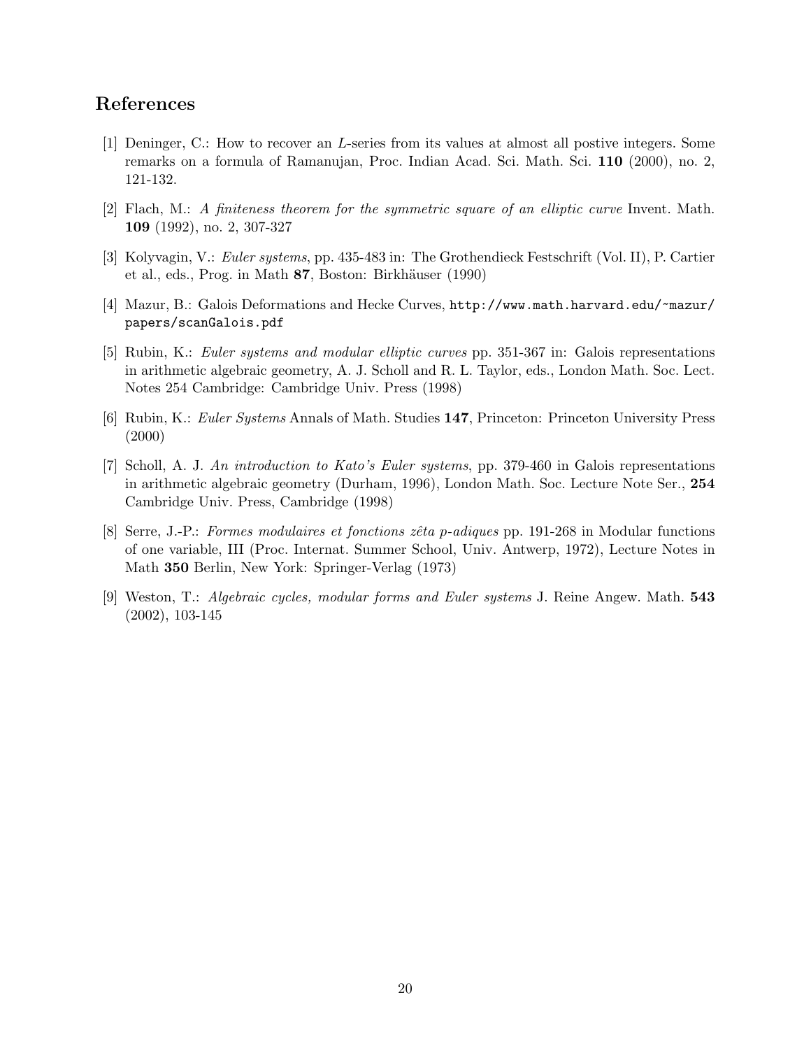## References

[1] Deninger, C.: How to recover an $L$-series from its values at almost all postive integers. Some remarks on a formula of Ramanujan, Proc. Indian Acad. Sci. Math. Sci. **110** (2000), no. 2, 121-132.

[2] Flach, M.: *A finiteness theorem for the symmetric square of an elliptic curve* Invent. Math. **109** (1992), no. 2, 307-327

[3] Kolyvagin, V.: *Euler systems*, pp. 435-483 in: The Grothendieck Festschrift (Vol. II), P. Cartier et al., eds., Prog. in Math **87**, Boston: Birkhäuser (1990)

[4] Mazur, B.: Galois Deformations and Hecke Curves, `http://www.math.harvard.edu/~mazur/papers/scanGalois.pdf`

[5] Rubin, K.: *Euler systems and modular elliptic curves* pp. 351-367 in: Galois representations in arithmetic algebraic geometry, A. J. Scholl and R. L. Taylor, eds., London Math. Soc. Lect. Notes 254 Cambridge: Cambridge Univ. Press (1998)

[6] Rubin, K.: *Euler Systems* Annals of Math. Studies **147**, Princeton: Princeton University Press (2000)

[7] Scholl, A. J. *An introduction to Kato's Euler systems*, pp. 379-460 in Galois representations in arithmetic algebraic geometry (Durham, 1996), London Math. Soc. Lecture Note Ser., **254** Cambridge Univ. Press, Cambridge (1998)

[8] Serre, J.-P.: *Formes modulaires et fonctions zêta p-adiques* pp. 191-268 in Modular functions of one variable, III (Proc. Internat. Summer School, Univ. Antwerp, 1972), Lecture Notes in Math **350** Berlin, New York: Springer-Verlag (1973)

[9] Weston, T.: *Algebraic cycles, modular forms and Euler systems* J. Reine Angew. Math. **543** (2002), 103-145